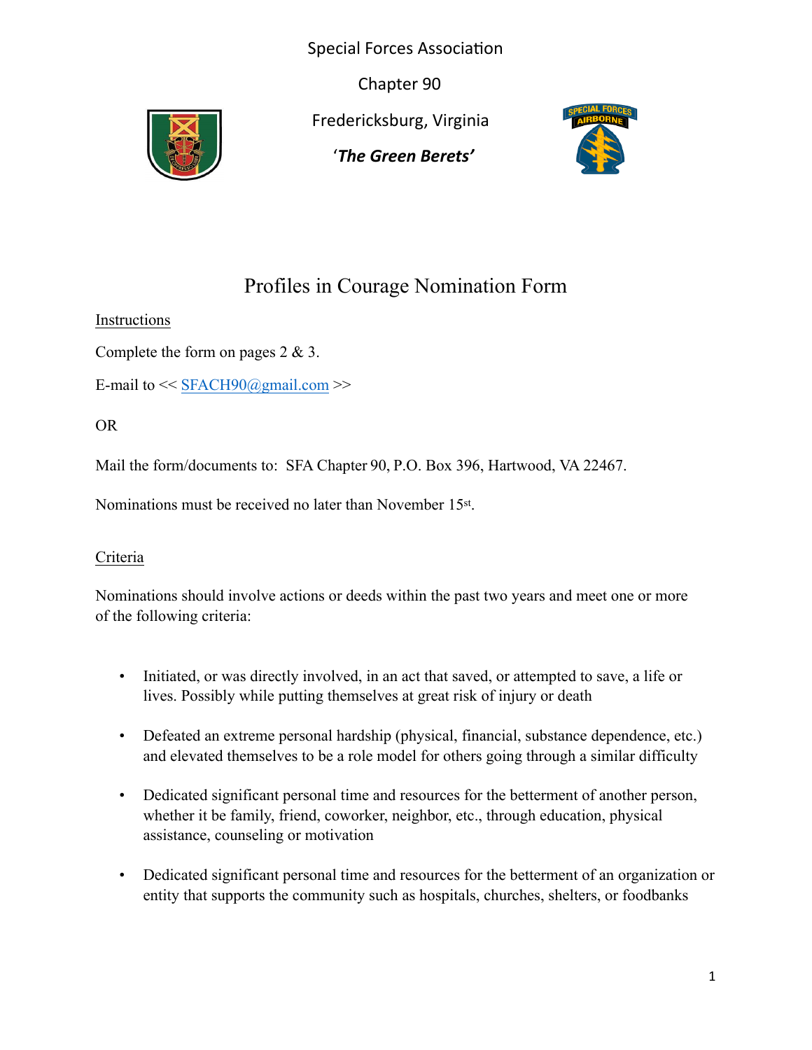Special Forces Association

Chapter 90

Fredericksburg, Virginia

'***The Green Berets'***

# Profiles in Courage Nomination Form

Instructions

Complete the form on pages 2 & 3.

E-mail to << SFACH90@gmail.com >>

OR

Mail the form/documents to: SFA Chapter 90, P.O. Box 396, Hartwood, VA 22467.

Nominations must be received no later than November 15st.

Criteria

Nominations should involve actions or deeds within the past two years and meet one or more of the following criteria:

- Initiated, or was directly involved, in an act that saved, or attempted to save, a life or lives. Possibly while putting themselves at great risk of injury or death
- Defeated an extreme personal hardship (physical, financial, substance dependence, etc.) and elevated themselves to be a role model for others going through a similar difficulty
- Dedicated significant personal time and resources for the betterment of another person, whether it be family, friend, coworker, neighbor, etc., through education, physical assistance, counseling or motivation
- Dedicated significant personal time and resources for the betterment of an organization or entity that supports the community such as hospitals, churches, shelters, or foodbanks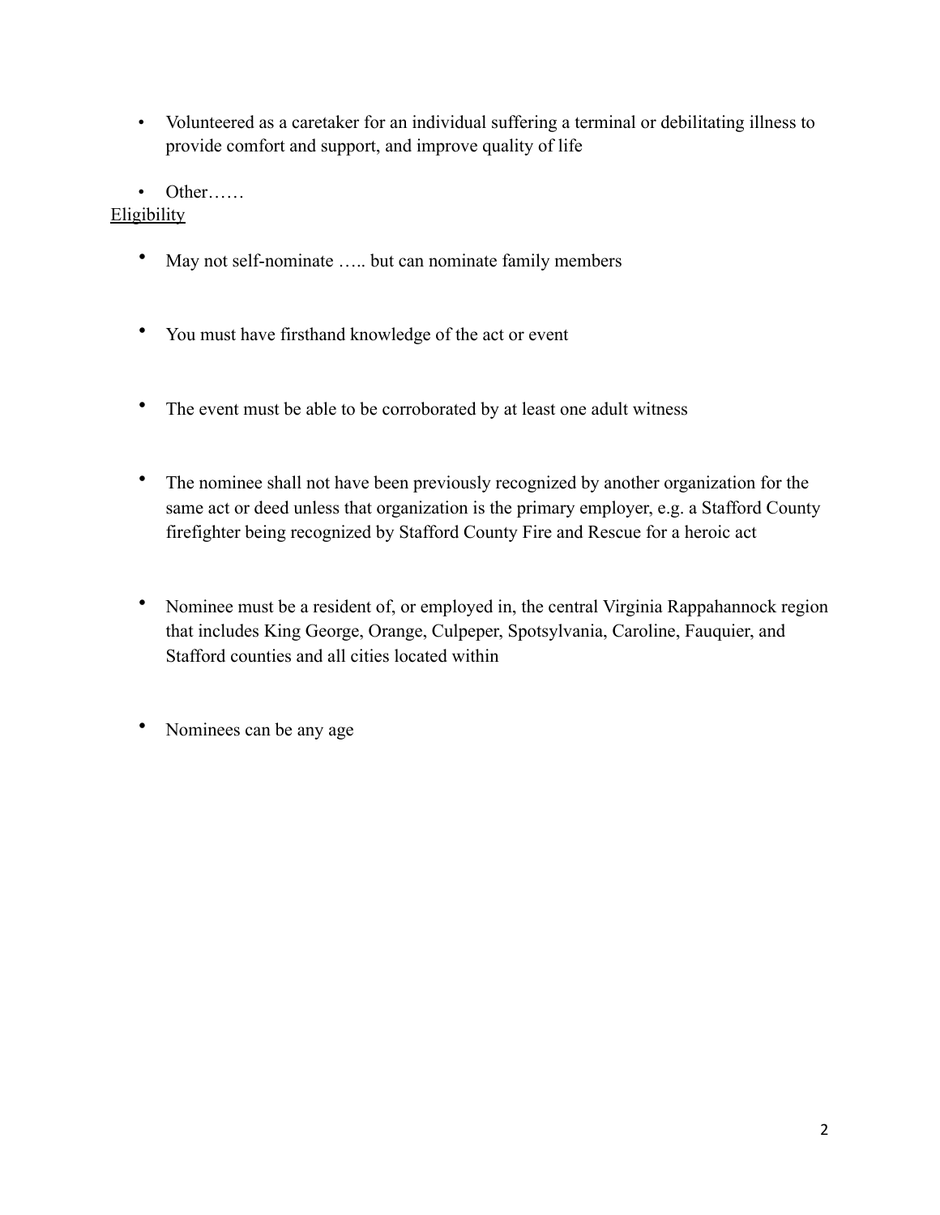- Volunteered as a caretaker for an individual suffering a terminal or debilitating illness to provide comfort and support, and improve quality of life
- Other……

<u>Eligibility</u>

- May not self-nominate ….. but can nominate family members
- You must have firsthand knowledge of the act or event
- The event must be able to be corroborated by at least one adult witness
- The nominee shall not have been previously recognized by another organization for the same act or deed unless that organization is the primary employer, e.g. a Stafford County firefighter being recognized by Stafford County Fire and Rescue for a heroic act
- Nominee must be a resident of, or employed in, the central Virginia Rappahannock region that includes King George, Orange, Culpeper, Spotsylvania, Caroline, Fauquier, and Stafford counties and all cities located within
- Nominees can be any age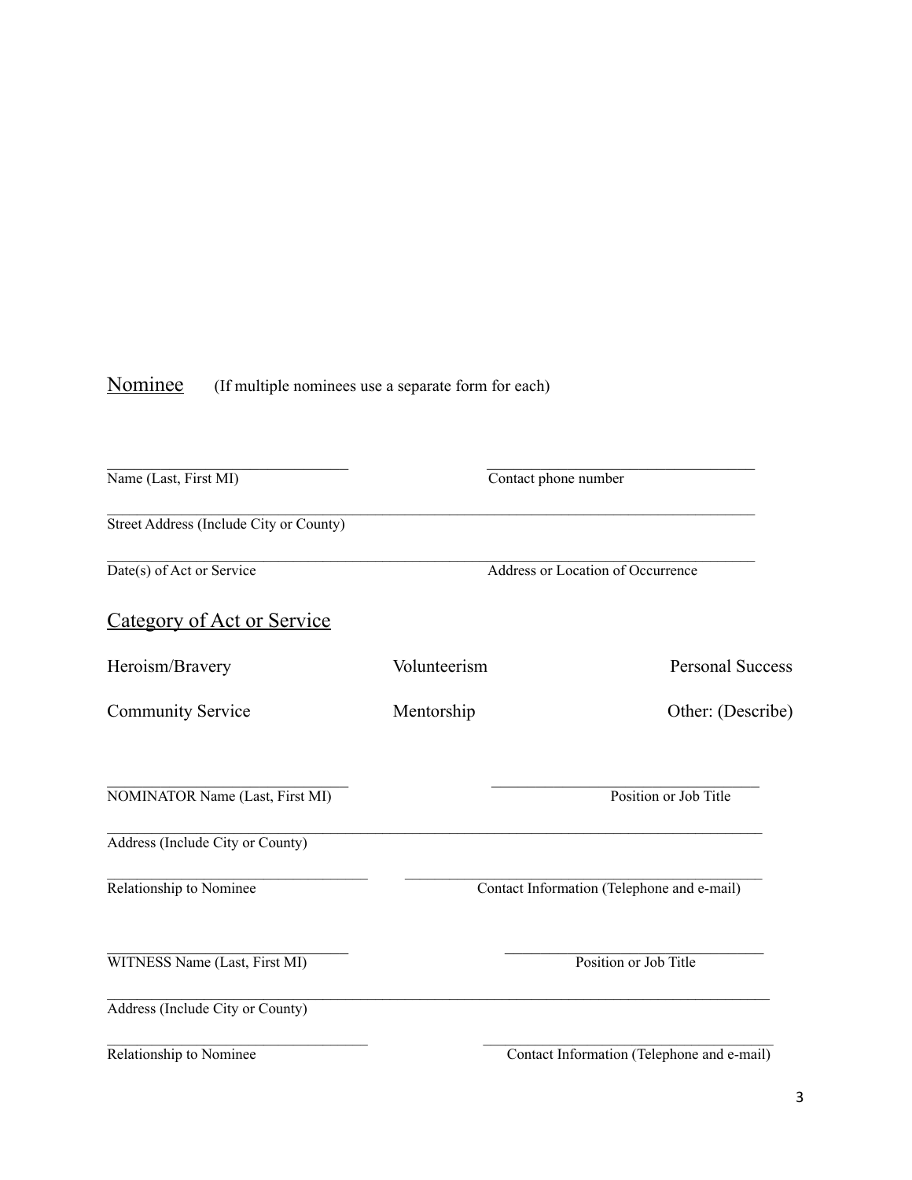## Nominee

(If multiple nominees use a separate form for each)

\_\_\_\_\_\_\_\_\_\_\_\_\_\_\_\_\_\_\_\_\_\_\_\_\_\_\_\_\_\_ &nbsp;&nbsp;&nbsp;&nbsp; \_\_\_\_\_\_\_\_\_\_\_\_\_\_\_\_\_\_\_\_\_\_\_\_\_\_\_\_\_\_\_\_
Name (Last, First MI) &nbsp;&nbsp;&nbsp;&nbsp; Contact phone number

\_\_\_\_\_\_\_\_\_\_\_\_\_\_\_\_\_\_\_\_\_\_\_\_\_\_\_\_\_\_\_\_\_\_\_\_\_\_\_\_\_\_\_\_\_\_\_\_\_\_\_\_\_\_\_\_\_\_\_\_\_\_\_\_\_\_\_\_\_\_\_\_\_\_\_\_\_\_
Street Address (Include City or County)

\_\_\_\_\_\_\_\_\_\_\_\_\_\_\_\_\_\_\_\_\_\_\_\_\_\_\_\_\_\_\_\_\_\_\_\_\_\_\_\_\_\_\_\_\_\_\_\_\_\_\_\_\_\_\_\_\_\_\_\_\_\_\_\_\_\_\_\_\_\_\_\_\_\_\_\_\_\_
Date(s) of Act or Service &nbsp;&nbsp;&nbsp;&nbsp; Address or Location of Occurrence

## Category of Act or Service

| | | |
|---|---|---|
| Heroism/Bravery | Volunteerism | Personal Success |
| Community Service | Mentorship | Other: (Describe) |

\_\_\_\_\_\_\_\_\_\_\_\_\_\_\_\_\_\_\_\_\_\_\_\_\_\_\_\_\_\_ &nbsp;&nbsp;&nbsp;&nbsp; \_\_\_\_\_\_\_\_\_\_\_\_\_\_\_\_\_\_\_\_\_\_\_\_\_\_\_\_\_\_\_\_
NOMINATOR Name (Last, First MI) &nbsp;&nbsp;&nbsp;&nbsp; Position or Job Title

\_\_\_\_\_\_\_\_\_\_\_\_\_\_\_\_\_\_\_\_\_\_\_\_\_\_\_\_\_\_\_\_\_\_\_\_\_\_\_\_\_\_\_\_\_\_\_\_\_\_\_\_\_\_\_\_\_\_\_\_\_\_\_\_\_\_\_\_\_\_\_\_\_\_\_\_\_\_
Address (Include City or County)

\_\_\_\_\_\_\_\_\_\_\_\_\_\_\_\_\_\_\_\_\_\_\_\_\_\_\_\_\_\_\_\_ &nbsp;&nbsp;&nbsp;&nbsp; \_\_\_\_\_\_\_\_\_\_\_\_\_\_\_\_\_\_\_\_\_\_\_\_\_\_\_\_\_\_\_\_\_\_\_\_\_\_\_\_\_\_
Relationship to Nominee &nbsp;&nbsp;&nbsp;&nbsp; Contact Information (Telephone and e-mail)

\_\_\_\_\_\_\_\_\_\_\_\_\_\_\_\_\_\_\_\_\_\_\_\_\_\_\_\_\_\_ &nbsp;&nbsp;&nbsp;&nbsp; \_\_\_\_\_\_\_\_\_\_\_\_\_\_\_\_\_\_\_\_\_\_\_\_\_\_\_\_\_\_\_\_
WITNESS Name (Last, First MI) &nbsp;&nbsp;&nbsp;&nbsp; Position or Job Title

\_\_\_\_\_\_\_\_\_\_\_\_\_\_\_\_\_\_\_\_\_\_\_\_\_\_\_\_\_\_\_\_\_\_\_\_\_\_\_\_\_\_\_\_\_\_\_\_\_\_\_\_\_\_\_\_\_\_\_\_\_\_\_\_\_\_\_\_\_\_\_\_\_\_\_\_\_\_
Address (Include City or County)

\_\_\_\_\_\_\_\_\_\_\_\_\_\_\_\_\_\_\_\_\_\_\_\_\_\_\_\_\_\_\_\_ &nbsp;&nbsp;&nbsp;&nbsp; \_\_\_\_\_\_\_\_\_\_\_\_\_\_\_\_\_\_\_\_\_\_\_\_\_\_\_\_\_\_\_\_\_\_\_\_\_\_\_\_\_\_
Relationship to Nominee &nbsp;&nbsp;&nbsp;&nbsp; Contact Information (Telephone and e-mail)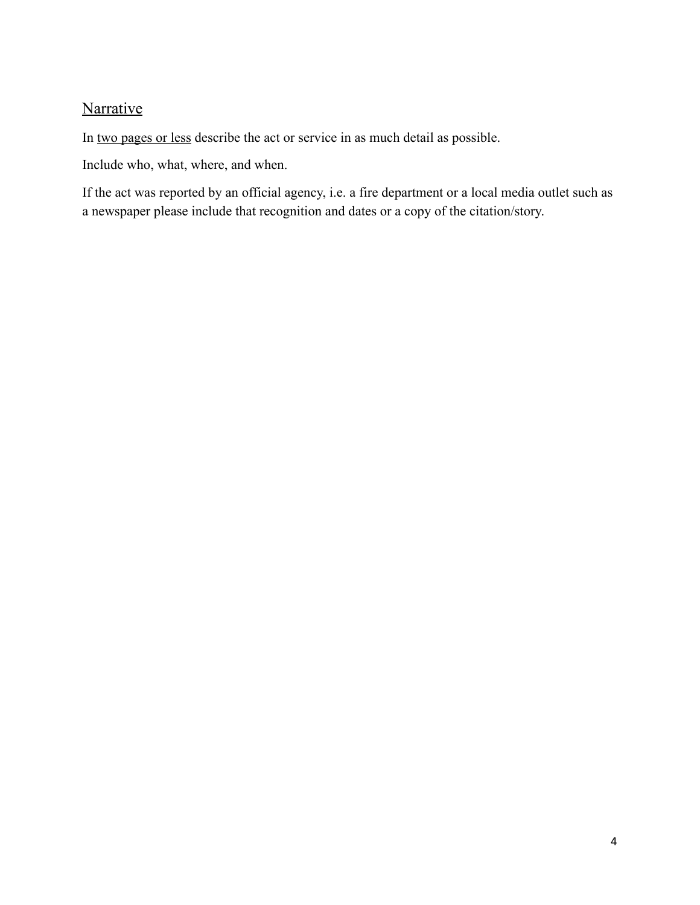## <u>Narrative</u>

In <u>two pages or less</u> describe the act or service in as much detail as possible.

Include who, what, where, and when.

If the act was reported by an official agency, i.e. a fire department or a local media outlet such as a newspaper please include that recognition and dates or a copy of the citation/story.